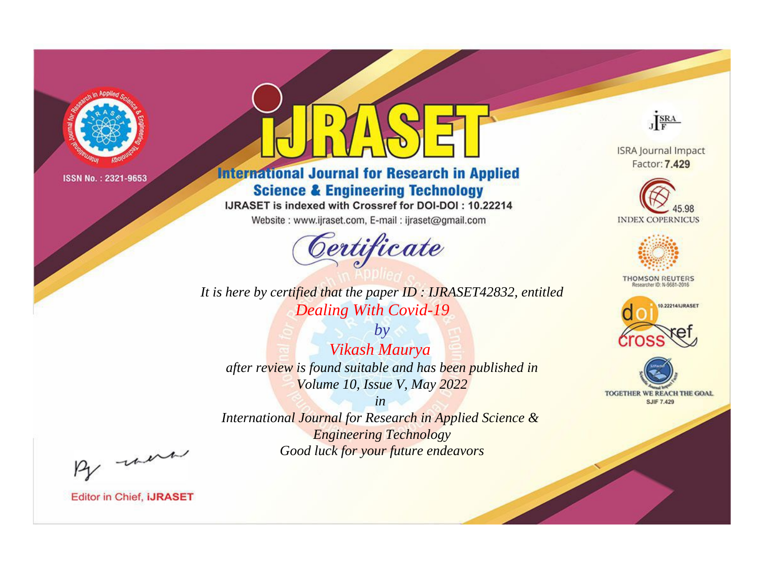ISSN No. : 2321-9653

# IJRASET

## International Journal for Research in Applied Science & Engineering Technology

IJRASET is indexed with Crossref for DOI-DOI : 10.22214

Website : www.ijraset.com, E-mail : ijraset@gmail.com

ISRA Journal Impact Factor: **7.429**

45.98 INDEX COPERNICUS

THOMSON REUTERS Researcher ID: N-9681-2016

10.22214/IJRASET

TOGETHER WE REACH THE GOAL SJIF 7.429

# *Certificate*

*It is here by certified that the paper ID : IJRASET42832, entitled*

*Dealing With Covid-19*

*by*

*Vikash Maurya*

*after review is found suitable and has been published in*

*Volume 10, Issue V, May 2022*

*in*

*International Journal for Research in Applied Science & Engineering Technology*

*Good luck for your future endeavors*

Editor in Chief, **IJRASET**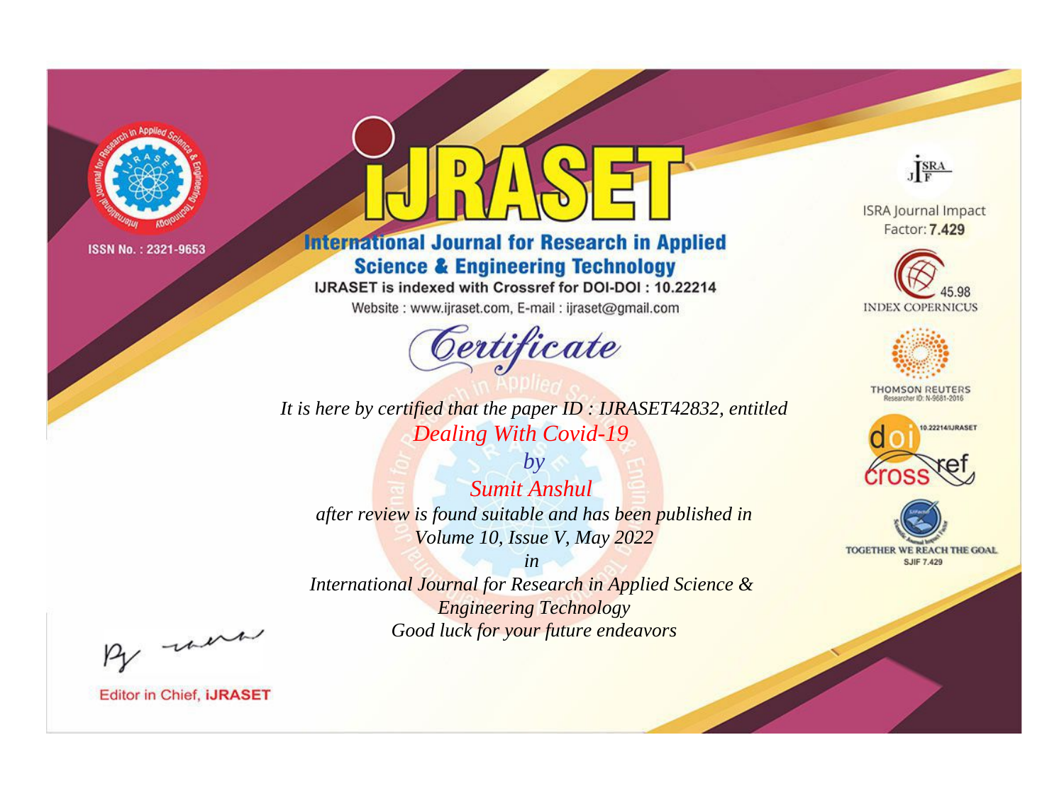ISSN No. : 2321-9653

# IJRASET

## International Journal for Research in Applied Science & Engineering Technology

IJRASET is indexed with Crossref for DOI-DOI : 10.22214

Website : www.ijraset.com, E-mail : ijraset@gmail.com

*Certificate*

*It is here by certified that the paper ID : IJRASET42832, entitled*

*Dealing With Covid-19*

*by*

*Sumit Anshul*

*after review is found suitable and has been published in*

*Volume 10, Issue V, May 2022*

*in*

*International Journal for Research in Applied Science & Engineering Technology*

*Good luck for your future endeavors*

ISRA Journal Impact Factor: **7.429**

45.98 INDEX COPERNICUS

THOMSON REUTERS Researcher ID: N-9681-2016

10.22214/IJRASET

TOGETHER WE REACH THE GOAL SJIF 7.429

Editor in Chief, **iJRASET**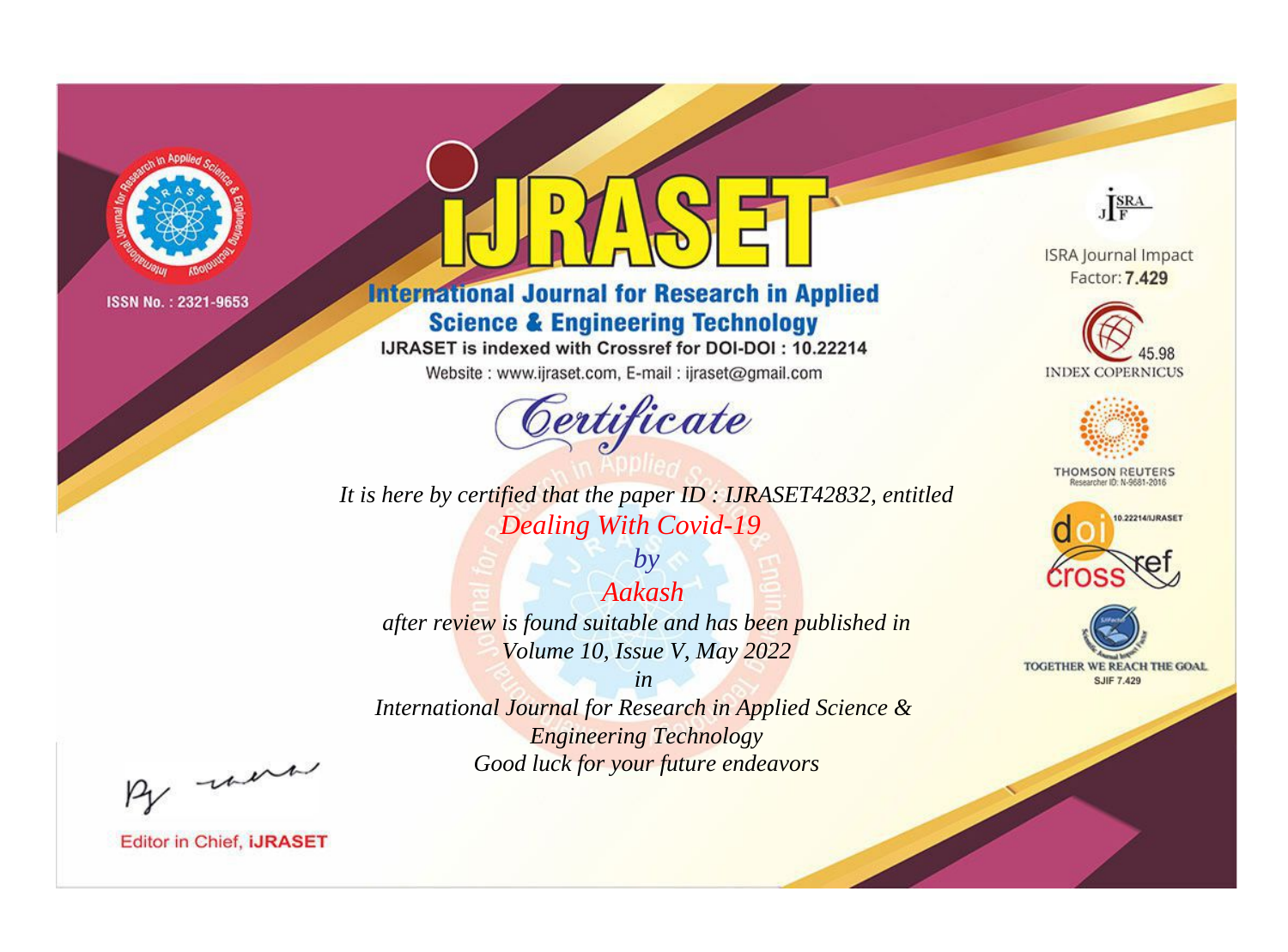ISSN No. : 2321-9653

# IJRASET

## International Journal for Research in Applied Science & Engineering Technology

IJRASET is indexed with Crossref for DOI-DOI : 10.22214

Website : www.ijraset.com, E-mail : ijraset@gmail.com

*Certificate*

*It is here by certified that the paper ID : IJRASET42832, entitled*

*Dealing With Covid-19*

*by*

*Aakash*

*after review is found suitable and has been published in*

*Volume 10, Issue V, May 2022*

*in*

*International Journal for Research in Applied Science & Engineering Technology*

*Good luck for your future endeavors*

ISRA Journal Impact Factor: **7.429**

45.98 INDEX COPERNICUS

THOMSON REUTERS Researcher ID: N-9681-2016

10.22214/IJRASET

TOGETHER WE REACH THE GOAL SJIF 7.429

Editor in Chief, **iJRASET**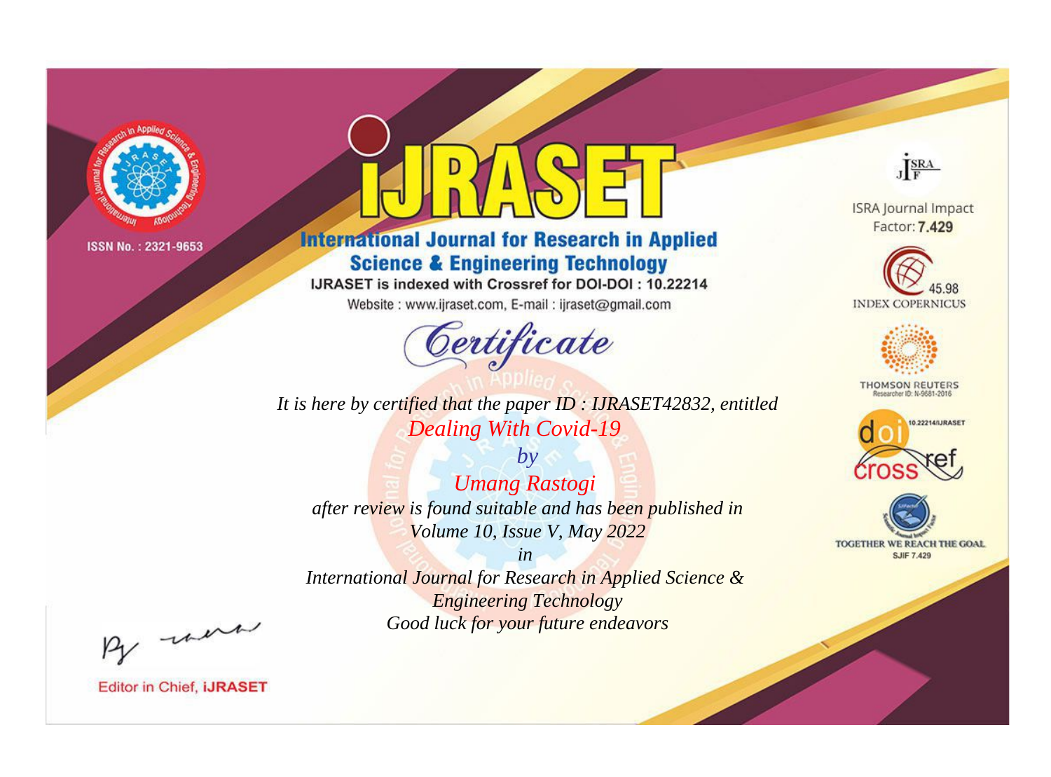ISSN No. : 2321-9653

# iJRASET

## International Journal for Research in Applied Science & Engineering Technology

IJRASET is indexed with Crossref for DOI-DOI : 10.22214

Website : www.ijraset.com, E-mail : ijraset@gmail.com

ISRA Journal Impact Factor: **7.429**

45.98 INDEX COPERNICUS

THOMSON REUTERS Researcher ID: N-9681-2016

10.22214/IJRASET

TOGETHER WE REACH THE GOAL SJIF 7.429

## Certificate

*It is here by certified that the paper ID : IJRASET42832, entitled*

*Dealing With Covid-19*

*by*

*Umang Rastogi*

*after review is found suitable and has been published in*

*Volume 10, Issue V, May 2022*

*in*

*International Journal for Research in Applied Science & Engineering Technology*

*Good luck for your future endeavors*

Editor in Chief, **iJRASET**